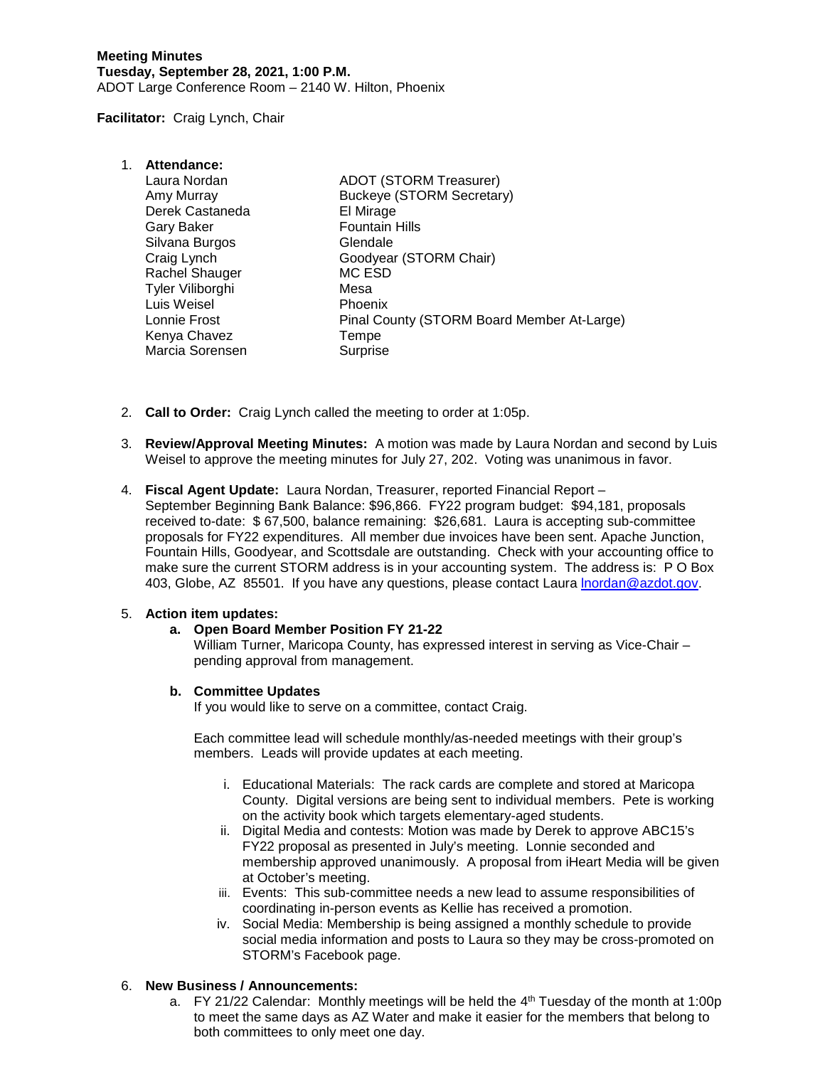**Meeting Minutes**
**Tuesday, September 28, 2021, 1:00 P.M.**
ADOT Large Conference Room – 2140 W. Hilton, Phoenix

**Facilitator:** Craig Lynch, Chair

1. **Attendance:**

| | |
|---|---|
| Laura Nordan | ADOT (STORM Treasurer) |
| Amy Murray | Buckeye (STORM Secretary) |
| Derek Castaneda | El Mirage |
| Gary Baker | Fountain Hills |
| Silvana Burgos | Glendale |
| Craig Lynch | Goodyear (STORM Chair) |
| Rachel Shauger | MC ESD |
| Tyler Viliborghi | Mesa |
| Luis Weisel | Phoenix |
| Lonnie Frost | Pinal County (STORM Board Member At-Large) |
| Kenya Chavez | Tempe |
| Marcia Sorensen | Surprise |

2. **Call to Order:** Craig Lynch called the meeting to order at 1:05p.

3. **Review/Approval Meeting Minutes:** A motion was made by Laura Nordan and second by Luis Weisel to approve the meeting minutes for July 27, 202. Voting was unanimous in favor.

4. **Fiscal Agent Update:** Laura Nordan, Treasurer, reported Financial Report – September Beginning Bank Balance: $96,866. FY22 program budget: $94,181, proposals received to-date: $ 67,500, balance remaining: $26,681. Laura is accepting sub-committee proposals for FY22 expenditures. All member due invoices have been sent. Apache Junction, Fountain Hills, Goodyear, and Scottsdale are outstanding. Check with your accounting office to make sure the current STORM address is in your accounting system. The address is: P O Box 403, Globe, AZ 85501. If you have any questions, please contact Laura lnordan@azdot.gov.

5. **Action item updates:**
   a. **Open Board Member Position FY 21-22**
   William Turner, Maricopa County, has expressed interest in serving as Vice-Chair – pending approval from management.

   b. **Committee Updates**
   If you would like to serve on a committee, contact Craig.

   Each committee lead will schedule monthly/as-needed meetings with their group's members. Leads will provide updates at each meeting.

      i. Educational Materials: The rack cards are complete and stored at Maricopa County. Digital versions are being sent to individual members. Pete is working on the activity book which targets elementary-aged students.
      ii. Digital Media and contests: Motion was made by Derek to approve ABC15's FY22 proposal as presented in July's meeting. Lonnie seconded and membership approved unanimously. A proposal from iHeart Media will be given at October's meeting.
      iii. Events: This sub-committee needs a new lead to assume responsibilities of coordinating in-person events as Kellie has received a promotion.
      iv. Social Media: Membership is being assigned a monthly schedule to provide social media information and posts to Laura so they may be cross-promoted on STORM's Facebook page.

6. **New Business / Announcements:**
   a. FY 21/22 Calendar: Monthly meetings will be held the 4th Tuesday of the month at 1:00p to meet the same days as AZ Water and make it easier for the members that belong to both committees to only meet one day.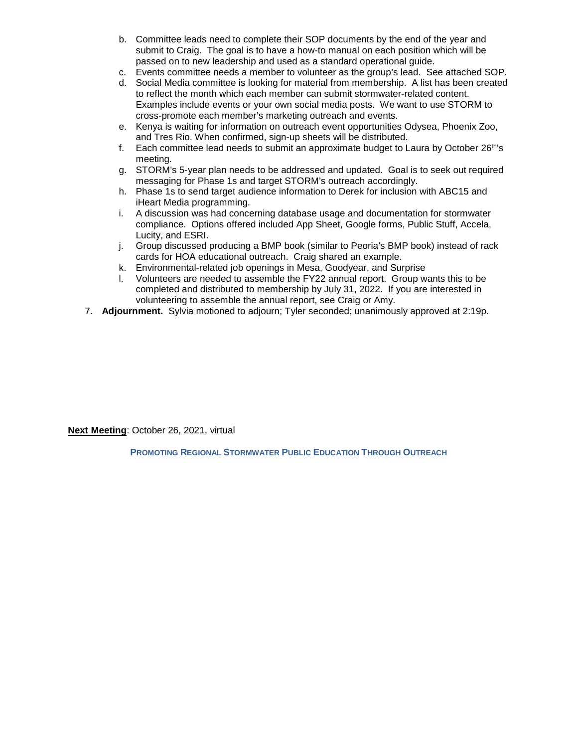b. Committee leads need to complete their SOP documents by the end of the year and submit to Craig. The goal is to have a how-to manual on each position which will be passed on to new leadership and used as a standard operational guide.
c. Events committee needs a member to volunteer as the group's lead. See attached SOP.
d. Social Media committee is looking for material from membership. A list has been created to reflect the month which each member can submit stormwater-related content. Examples include events or your own social media posts. We want to use STORM to cross-promote each member's marketing outreach and events.
e. Kenya is waiting for information on outreach event opportunities Odysea, Phoenix Zoo, and Tres Rio. When confirmed, sign-up sheets will be distributed.
f. Each committee lead needs to submit an approximate budget to Laura by October 26th's meeting.
g. STORM's 5-year plan needs to be addressed and updated. Goal is to seek out required messaging for Phase 1s and target STORM's outreach accordingly.
h. Phase 1s to send target audience information to Derek for inclusion with ABC15 and iHeart Media programming.
i. A discussion was had concerning database usage and documentation for stormwater compliance. Options offered included App Sheet, Google forms, Public Stuff, Accela, Lucity, and ESRI.
j. Group discussed producing a BMP book (similar to Peoria's BMP book) instead of rack cards for HOA educational outreach. Craig shared an example.
k. Environmental-related job openings in Mesa, Goodyear, and Surprise
l. Volunteers are needed to assemble the FY22 annual report. Group wants this to be completed and distributed to membership by July 31, 2022. If you are interested in volunteering to assemble the annual report, see Craig or Amy.

7. **Adjournment.** Sylvia motioned to adjourn; Tyler seconded; unanimously approved at 2:19p.

**Next Meeting**: October 26, 2021, virtual

**PROMOTING REGIONAL STORMWATER PUBLIC EDUCATION THROUGH OUTREACH**